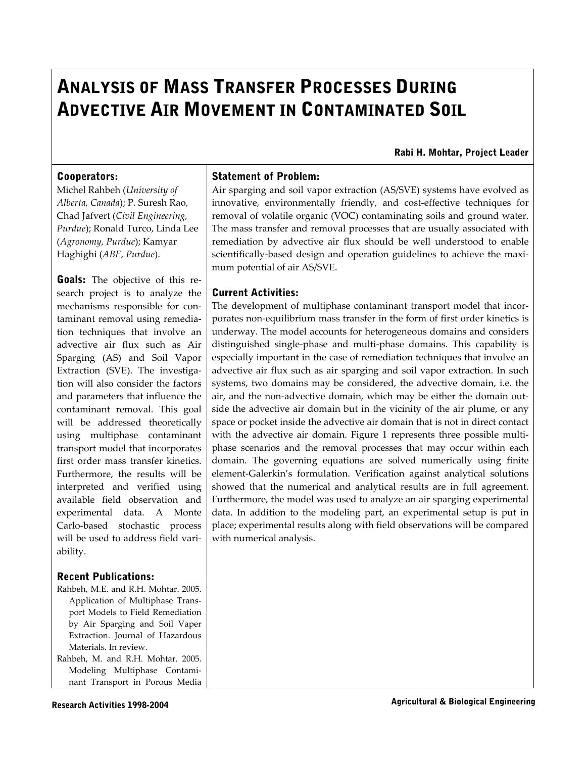# Analysis of Mass Transfer Processes During Advective Air Movement in Contaminated Soil

**Rabi H. Mohtar, Project Leader**

## Cooperators:

Michel Rahbeh (*University of Alberta, Canada*); P. Suresh Rao, Chad Jafvert (*Civil Engineering, Purdue*); Ronald Turco, Linda Lee (*Agronomy, Purdue*); Kamyar Haghighi (*ABE, Purdue*).

**Goals:** The objective of this research project is to analyze the mechanisms responsible for contaminant removal using remediation techniques that involve an advective air flux such as Air Sparging (AS) and Soil Vapor Extraction (SVE). The investigation will also consider the factors and parameters that influence the contaminant removal. This goal will be addressed theoretically using multiphase contaminant transport model that incorporates first order mass transfer kinetics. Furthermore, the results will be interpreted and verified using available field observation and experimental data. A Monte Carlo-based stochastic process will be used to address field variability.

## Recent Publications:

- Rahbeh, M.E. and R.H. Mohtar. 2005. Application of Multiphase Transport Models to Field Remediation by Air Sparging and Soil Vaper Extraction. Journal of Hazardous Materials. In review.
- Rahbeh, M. and R.H. Mohtar. 2005. Modeling Multiphase Contaminant Transport in Porous Media

## Statement of Problem:

Air sparging and soil vapor extraction (AS/SVE) systems have evolved as innovative, environmentally friendly, and cost-effective techniques for removal of volatile organic (VOC) contaminating soils and ground water. The mass transfer and removal processes that are usually associated with remediation by advective air flux should be well understood to enable scientifically-based design and operation guidelines to achieve the maximum potential of air AS/SVE.

## Current Activities:

The development of multiphase contaminant transport model that incorporates non-equilibrium mass transfer in the form of first order kinetics is underway. The model accounts for heterogeneous domains and considers distinguished single-phase and multi-phase domains. This capability is especially important in the case of remediation techniques that involve an advective air flux such as air sparging and soil vapor extraction. In such systems, two domains may be considered, the advective domain, i.e. the air, and the non-advective domain, which may be either the domain outside the advective air domain but in the vicinity of the air plume, or any space or pocket inside the advective air domain that is not in direct contact with the advective air domain. Figure 1 represents three possible multiphase scenarios and the removal processes that may occur within each domain. The governing equations are solved numerically using finite element-Galerkin's formulation. Verification against analytical solutions showed that the numerical and analytical results are in full agreement. Furthermore, the model was used to analyze an air sparging experimental data. In addition to the modeling part, an experimental setup is put in place; experimental results along with field observations will be compared with numerical analysis.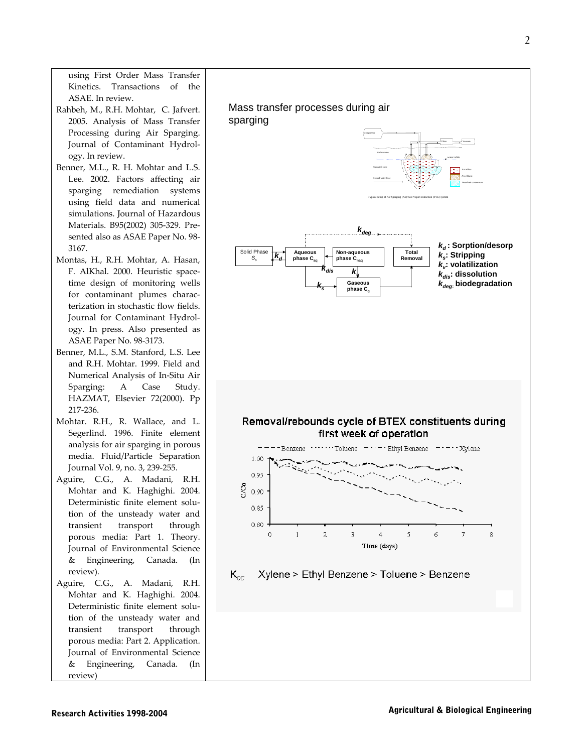using First Order Mass Transfer Kinetics. Transactions of the ASAE. In review.

Rahbeh, M., R.H. Mohtar, C. Jafvert. 2005. Analysis of Mass Transfer Processing during Air Sparging. Journal of Contaminant Hydrology. In review.

Benner, M.L., R. H. Mohtar and L.S. Lee. 2002. Factors affecting air sparging remediation systems using field data and numerical simulations. Journal of Hazardous Materials. B95(2002) 305-329. Presented also as ASAE Paper No. 98-3167.

Montas, H., R.H. Mohtar, A. Hasan, F. AlKhal. 2000. Heuristic space-time design of monitoring wells for contaminant plumes characterization in stochastic flow fields. Journal for Contaminant Hydrology. In press. Also presented as ASAE Paper No. 98-3173.

Benner, M.L., S.M. Stanford, L.S. Lee and R.H. Mohtar. 1999. Field and Numerical Analysis of In-Situ Air Sparging: A Case Study. HAZMAT, Elsevier 72(2000). Pp 217-236.

Mohtar. R.H., R. Wallace, and L. Segerlind. 1996. Finite element analysis for air sparging in porous media. Fluid/Particle Separation Journal Vol. 9, no. 3, 239-255.

Aguire, C.G., A. Madani, R.H. Mohtar and K. Haghighi. 2004. Deterministic finite element solution of the unsteady water and transient transport through porous media: Part 1. Theory. Journal of Environmental Science & Engineering, Canada. (In review).

Aguire, C.G., A. Madani, R.H. Mohtar and K. Haghighi. 2004. Deterministic finite element solution of the unsteady water and transient transport through porous media: Part 2. Application. Journal of Environmental Science & Engineering, Canada. (In review)

Mass transfer processes during air sparging

Typical setup of Air Sparging (AS)/Soil Vapor Extraction (SVE) system

Solid Phase $S_s$
Aqueous phase $C_{aq}$
Non-aqueous phase $C_{naq}$
Total Removal
Gaseous phase $C_g$

$k_d$: Sorption/desorp
$k_s$: Stripping
$k_v$: volatilization
$k_{dis}$: dissolution
$k_{deg}$: biodegradation

Removal/rebounds cycle of BTEX constituents during first week of operation

Benzene
Toluene
Ethyl Benzene
Xylene

C/Co
1.00
0.95
0.90
0.85
0.80

Time (days)
0 1 2 3 4 5 6 7 8

$K_{OC}$ Xylene > Ethyl Benzene > Toluene > Benzene